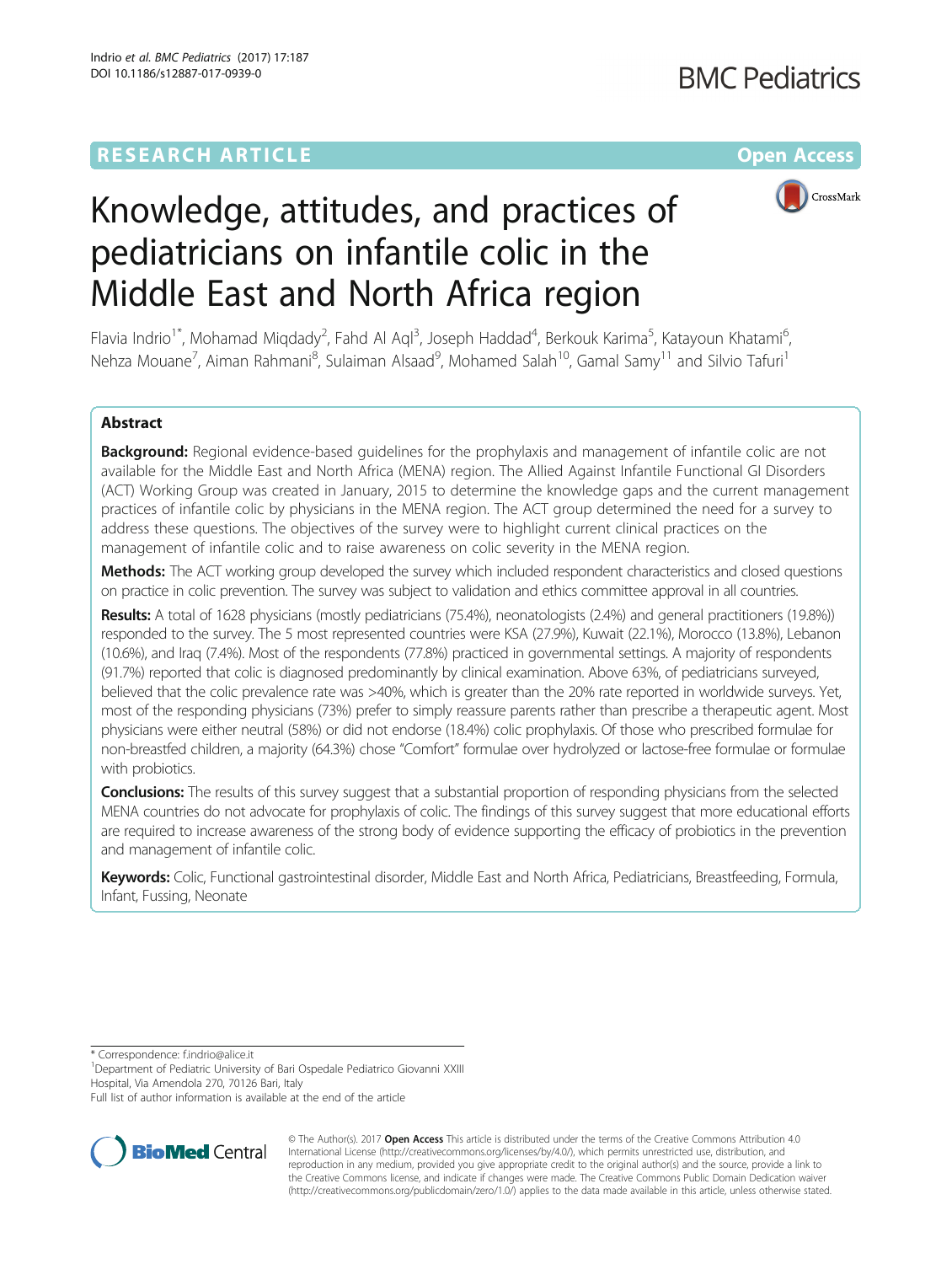**RESEARCH ARTICLE** **Open Access**

# Knowledge, attitudes, and practices of pediatricians on infantile colic in the Middle East and North Africa region

Flavia Indrio[1*], Mohamad Miqdady[2], Fahd Al Aql[3], Joseph Haddad[4], Berkouk Karima[5], Katayoun Khatami[6], Nehza Mouane[7], Aiman Rahmani[8], Sulaiman Alsaad[9], Mohamed Salah[10], Gamal Samy[11] and Silvio Tafuri[1]

## Abstract

**Background:** Regional evidence-based guidelines for the prophylaxis and management of infantile colic are not available for the Middle East and North Africa (MENA) region. The Allied Against Infantile Functional GI Disorders (ACT) Working Group was created in January, 2015 to determine the knowledge gaps and the current management practices of infantile colic by physicians in the MENA region. The ACT group determined the need for a survey to address these questions. The objectives of the survey were to highlight current clinical practices on the management of infantile colic and to raise awareness on colic severity in the MENA region.

**Methods:** The ACT working group developed the survey which included respondent characteristics and closed questions on practice in colic prevention. The survey was subject to validation and ethics committee approval in all countries.

**Results:** A total of 1628 physicians (mostly pediatricians (75.4%), neonatologists (2.4%) and general practitioners (19.8%)) responded to the survey. The 5 most represented countries were KSA (27.9%), Kuwait (22.1%), Morocco (13.8%), Lebanon (10.6%), and Iraq (7.4%). Most of the respondents (77.8%) practiced in governmental settings. A majority of respondents (91.7%) reported that colic is diagnosed predominantly by clinical examination. Above 63%, of pediatricians surveyed, believed that the colic prevalence rate was >40%, which is greater than the 20% rate reported in worldwide surveys. Yet, most of the responding physicians (73%) prefer to simply reassure parents rather than prescribe a therapeutic agent. Most physicians were either neutral (58%) or did not endorse (18.4%) colic prophylaxis. Of those who prescribed formulae for non-breastfed children, a majority (64.3%) chose "Comfort" formulae over hydrolyzed or lactose-free formulae or formulae with probiotics.

**Conclusions:** The results of this survey suggest that a substantial proportion of responding physicians from the selected MENA countries do not advocate for prophylaxis of colic. The findings of this survey suggest that more educational efforts are required to increase awareness of the strong body of evidence supporting the efficacy of probiotics in the prevention and management of infantile colic.

**Keywords:** Colic, Functional gastrointestinal disorder, Middle East and North Africa, Pediatricians, Breastfeeding, Formula, Infant, Fussing, Neonate

---

\* Correspondence: f.indrio@alice.it

[1]Department of Pediatric University of Bari Ospedale Pediatrico Giovanni XXIII Hospital, Via Amendola 270, 70126 Bari, Italy

Full list of author information is available at the end of the article

© The Author(s). 2017 **Open Access** This article is distributed under the terms of the Creative Commons Attribution 4.0 International License (http://creativecommons.org/licenses/by/4.0/), which permits unrestricted use, distribution, and reproduction in any medium, provided you give appropriate credit to the original author(s) and the source, provide a link to the Creative Commons license, and indicate if changes were made. The Creative Commons Public Domain Dedication waiver (http://creativecommons.org/publicdomain/zero/1.0/) applies to the data made available in this article, unless otherwise stated.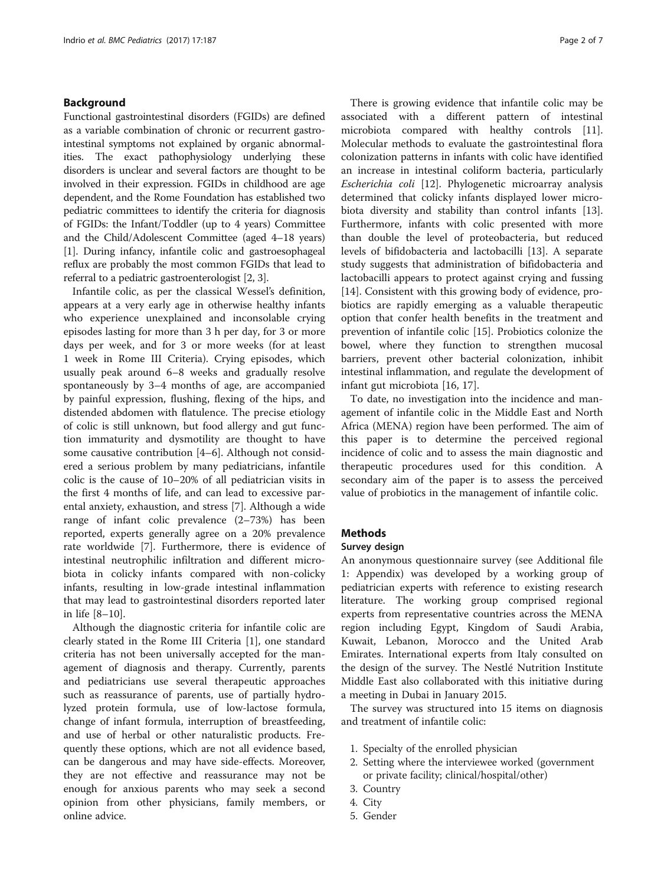## Background

Functional gastrointestinal disorders (FGIDs) are defined as a variable combination of chronic or recurrent gastrointestinal symptoms not explained by organic abnormalities. The exact pathophysiology underlying these disorders is unclear and several factors are thought to be involved in their expression. FGIDs in childhood are age dependent, and the Rome Foundation has established two pediatric committees to identify the criteria for diagnosis of FGIDs: the Infant/Toddler (up to 4 years) Committee and the Child/Adolescent Committee (aged 4–18 years) [1]. During infancy, infantile colic and gastroesophageal reflux are probably the most common FGIDs that lead to referral to a pediatric gastroenterologist [2, 3].

Infantile colic, as per the classical Wessel's definition, appears at a very early age in otherwise healthy infants who experience unexplained and inconsolable crying episodes lasting for more than 3 h per day, for 3 or more days per week, and for 3 or more weeks (for at least 1 week in Rome III Criteria). Crying episodes, which usually peak around 6–8 weeks and gradually resolve spontaneously by 3–4 months of age, are accompanied by painful expression, flushing, flexing of the hips, and distended abdomen with flatulence. The precise etiology of colic is still unknown, but food allergy and gut function immaturity and dysmotility are thought to have some causative contribution [4–6]. Although not considered a serious problem by many pediatricians, infantile colic is the cause of 10–20% of all pediatrician visits in the first 4 months of life, and can lead to excessive parental anxiety, exhaustion, and stress [7]. Although a wide range of infant colic prevalence (2–73%) has been reported, experts generally agree on a 20% prevalence rate worldwide [7]. Furthermore, there is evidence of intestinal neutrophilic infiltration and different microbiota in colicky infants compared with non-colicky infants, resulting in low-grade intestinal inflammation that may lead to gastrointestinal disorders reported later in life [8–10].

Although the diagnostic criteria for infantile colic are clearly stated in the Rome III Criteria [1], one standard criteria has not been universally accepted for the management of diagnosis and therapy. Currently, parents and pediatricians use several therapeutic approaches such as reassurance of parents, use of partially hydrolyzed protein formula, use of low-lactose formula, change of infant formula, interruption of breastfeeding, and use of herbal or other naturalistic products. Frequently these options, which are not all evidence based, can be dangerous and may have side-effects. Moreover, they are not effective and reassurance may not be enough for anxious parents who may seek a second opinion from other physicians, family members, or online advice.

There is growing evidence that infantile colic may be associated with a different pattern of intestinal microbiota compared with healthy controls [11]. Molecular methods to evaluate the gastrointestinal flora colonization patterns in infants with colic have identified an increase in intestinal coliform bacteria, particularly *Escherichia coli* [12]. Phylogenetic microarray analysis determined that colicky infants displayed lower microbiota diversity and stability than control infants [13]. Furthermore, infants with colic presented with more than double the level of proteobacteria, but reduced levels of bifidobacteria and lactobacilli [13]. A separate study suggests that administration of bifidobacteria and lactobacilli appears to protect against crying and fussing [14]. Consistent with this growing body of evidence, probiotics are rapidly emerging as a valuable therapeutic option that confer health benefits in the treatment and prevention of infantile colic [15]. Probiotics colonize the bowel, where they function to strengthen mucosal barriers, prevent other bacterial colonization, inhibit intestinal inflammation, and regulate the development of infant gut microbiota [16, 17].

To date, no investigation into the incidence and management of infantile colic in the Middle East and North Africa (MENA) region have been performed. The aim of this paper is to determine the perceived regional incidence of colic and to assess the main diagnostic and therapeutic procedures used for this condition. A secondary aim of the paper is to assess the perceived value of probiotics in the management of infantile colic.

## Methods

### Survey design

An anonymous questionnaire survey (see Additional file 1: Appendix) was developed by a working group of pediatrician experts with reference to existing research literature. The working group comprised regional experts from representative countries across the MENA region including Egypt, Kingdom of Saudi Arabia, Kuwait, Lebanon, Morocco and the United Arab Emirates. International experts from Italy consulted on the design of the survey. The Nestlé Nutrition Institute Middle East also collaborated with this initiative during a meeting in Dubai in January 2015.

The survey was structured into 15 items on diagnosis and treatment of infantile colic:

1. Specialty of the enrolled physician
2. Setting where the interviewee worked (government or private facility; clinical/hospital/other)
3. Country
4. City
5. Gender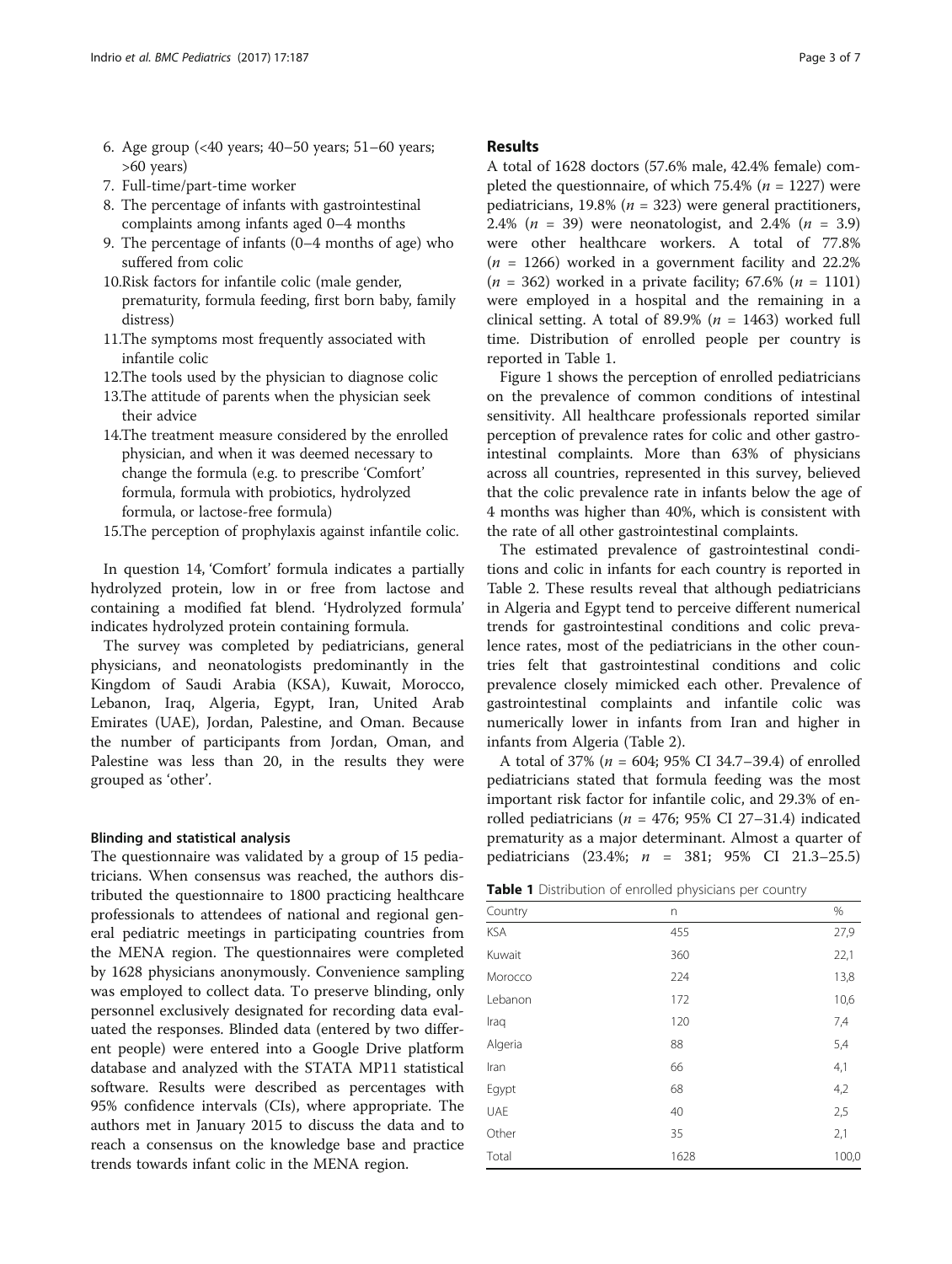6. Age group (<40 years; 40–50 years; 51–60 years; >60 years)
7. Full-time/part-time worker
8. The percentage of infants with gastrointestinal complaints among infants aged 0–4 months
9. The percentage of infants (0–4 months of age) who suffered from colic
10. Risk factors for infantile colic (male gender, prematurity, formula feeding, first born baby, family distress)
11. The symptoms most frequently associated with infantile colic
12. The tools used by the physician to diagnose colic
13. The attitude of parents when the physician seek their advice
14. The treatment measure considered by the enrolled physician, and when it was deemed necessary to change the formula (e.g. to prescribe 'Comfort' formula, formula with probiotics, hydrolyzed formula, or lactose-free formula)
15. The perception of prophylaxis against infantile colic.

In question 14, 'Comfort' formula indicates a partially hydrolyzed protein, low in or free from lactose and containing a modified fat blend. 'Hydrolyzed formula' indicates hydrolyzed protein containing formula.

The survey was completed by pediatricians, general physicians, and neonatologists predominantly in the Kingdom of Saudi Arabia (KSA), Kuwait, Morocco, Lebanon, Iraq, Algeria, Egypt, Iran, United Arab Emirates (UAE), Jordan, Palestine, and Oman. Because the number of participants from Jordan, Oman, and Palestine was less than 20, in the results they were grouped as 'other'.

#### Blinding and statistical analysis

The questionnaire was validated by a group of 15 pediatricians. When consensus was reached, the authors distributed the questionnaire to 1800 practicing healthcare professionals to attendees of national and regional general pediatric meetings in participating countries from the MENA region. The questionnaires were completed by 1628 physicians anonymously. Convenience sampling was employed to collect data. To preserve blinding, only personnel exclusively designated for recording data evaluated the responses. Blinded data (entered by two different people) were entered into a Google Drive platform database and analyzed with the STATA MP11 statistical software. Results were described as percentages with 95% confidence intervals (CIs), where appropriate. The authors met in January 2015 to discuss the data and to reach a consensus on the knowledge base and practice trends towards infant colic in the MENA region.

## Results

A total of 1628 doctors (57.6% male, 42.4% female) completed the questionnaire, of which 75.4% ($n$ = 1227) were pediatricians, 19.8% ($n$ = 323) were general practitioners, 2.4% ($n$ = 39) were neonatologist, and 2.4% ($n$ = 3.9) were other healthcare workers. A total of 77.8% ($n$ = 1266) worked in a government facility and 22.2% ($n$ = 362) worked in a private facility; 67.6% ($n$ = 1101) were employed in a hospital and the remaining in a clinical setting. A total of 89.9% ($n$ = 1463) worked full time. Distribution of enrolled people per country is reported in Table 1.

Figure 1 shows the perception of enrolled pediatricians on the prevalence of common conditions of intestinal sensitivity. All healthcare professionals reported similar perception of prevalence rates for colic and other gastrointestinal complaints. More than 63% of physicians across all countries, represented in this survey, believed that the colic prevalence rate in infants below the age of 4 months was higher than 40%, which is consistent with the rate of all other gastrointestinal complaints.

The estimated prevalence of gastrointestinal conditions and colic in infants for each country is reported in Table 2. These results reveal that although pediatricians in Algeria and Egypt tend to perceive different numerical trends for gastrointestinal conditions and colic prevalence rates, most of the pediatricians in the other countries felt that gastrointestinal conditions and colic prevalence closely mimicked each other. Prevalence of gastrointestinal complaints and infantile colic was numerically lower in infants from Iran and higher in infants from Algeria (Table 2).

A total of 37% ($n$ = 604; 95% CI 34.7–39.4) of enrolled pediatricians stated that formula feeding was the most important risk factor for infantile colic, and 29.3% of enrolled pediatricians ($n$ = 476; 95% CI 27–31.4) indicated prematurity as a major determinant. Almost a quarter of pediatricians (23.4%; $n$ = 381; 95% CI 21.3–25.5)

**Table 1** Distribution of enrolled physicians per country

| Country | n | % |
|---|---|---|
| KSA | 455 | 27,9 |
| Kuwait | 360 | 22,1 |
| Morocco | 224 | 13,8 |
| Lebanon | 172 | 10,6 |
| Iraq | 120 | 7,4 |
| Algeria | 88 | 5,4 |
| Iran | 66 | 4,1 |
| Egypt | 68 | 4,2 |
| UAE | 40 | 2,5 |
| Other | 35 | 2,1 |
| Total | 1628 | 100,0 |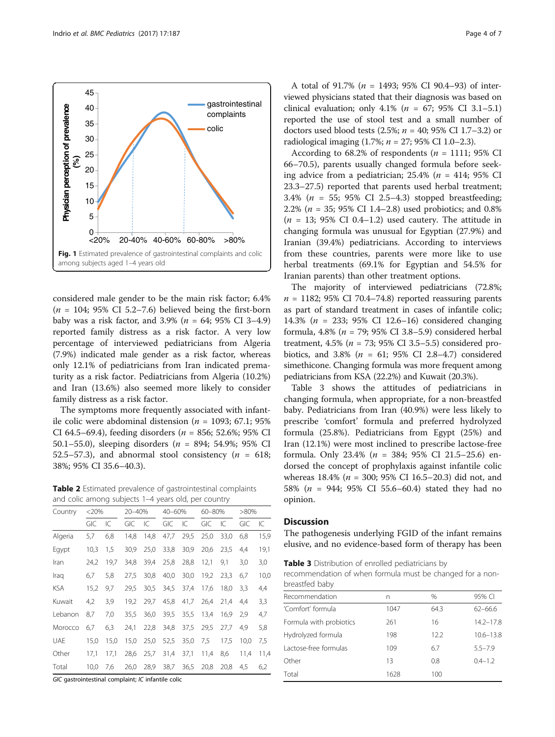Fig. 1 Estimated prevalence of gastrointestinal complaints and colic among subjects aged 1–4 years old

considered male gender to be the main risk factor; 6.4% ($n$ = 104; 95% CI 5.2–7.6) believed being the first-born baby was a risk factor, and 3.9% ($n$ = 64; 95% CI 3–4.9) reported family distress as a risk factor. A very low percentage of interviewed pediatricians from Algeria (7.9%) indicated male gender as a risk factor, whereas only 12.1% of pediatricians from Iran indicated prematurity as a risk factor. Pediatricians from Algeria (10.2%) and Iran (13.6%) also seemed more likely to consider family distress as a risk factor.

The symptoms more frequently associated with infantile colic were abdominal distension ($n$ = 1093; 67.1; 95% CI 64.5–69.4), feeding disorders ($n$ = 856; 52.6%; 95% CI 50.1–55.0), sleeping disorders ($n$ = 894; 54.9%; 95% CI 52.5–57.3), and abnormal stool consistency ($n$ = 618; 38%; 95% CI 35.6–40.3).

**Table 2** Estimated prevalence of gastrointestinal complaints and colic among subjects 1–4 years old, per country

| Country | <20% | | 20–40% | | 40–60% | | 60–80% | | >80% | |
|---|---|---|---|---|---|---|---|---|---|---|
| | GIC | IC | GIC | IC | GIC | IC | GIC | IC | GIC | IC |
| Algeria | 5,7 | 6,8 | 14,8 | 14,8 | 47,7 | 29,5 | 25,0 | 33,0 | 6,8 | 15,9 |
| Egypt | 10,3 | 1,5 | 30,9 | 25,0 | 33,8 | 30,9 | 20,6 | 23,5 | 4,4 | 19,1 |
| Iran | 24,2 | 19,7 | 34,8 | 39,4 | 25,8 | 28,8 | 12,1 | 9,1 | 3,0 | 3,0 |
| Iraq | 6,7 | 5,8 | 27,5 | 30,8 | 40,0 | 30,0 | 19,2 | 23,3 | 6,7 | 10,0 |
| KSA | 15,2 | 9,7 | 29,5 | 30,5 | 34,5 | 37,4 | 17,6 | 18,0 | 3,3 | 4,4 |
| Kuwait | 4,2 | 3,9 | 19,2 | 29,7 | 45,8 | 41,7 | 26,4 | 21,4 | 4,4 | 3,3 |
| Lebanon | 8,7 | 7,0 | 35,5 | 36,0 | 39,5 | 35,5 | 13,4 | 16,9 | 2,9 | 4,7 |
| Morocco | 6,7 | 6,3 | 24,1 | 22,8 | 34,8 | 37,5 | 29,5 | 27,7 | 4,9 | 5,8 |
| UAE | 15,0 | 15,0 | 15,0 | 25,0 | 52,5 | 35,0 | 7,5 | 17,5 | 10,0 | 7,5 |
| Other | 17,1 | 17,1 | 28,6 | 25,7 | 31,4 | 37,1 | 11,4 | 8,6 | 11,4 | 11,4 |
| Total | 10,0 | 7,6 | 26,0 | 28,9 | 38,7 | 36,5 | 20,8 | 20,8 | 4,5 | 6,2 |

*GIC* gastrointestinal complaint; *IC* infantile colic

A total of 91.7% ($n$ = 1493; 95% CI 90.4–93) of interviewed physicians stated that their diagnosis was based on clinical evaluation; only 4.1% ($n$ = 67; 95% CI 3.1–5.1) reported the use of stool test and a small number of doctors used blood tests (2.5%; $n$ = 40; 95% CI 1.7–3.2) or radiological imaging (1.7%; $n$ = 27; 95% CI 1.0–2.3).

According to 68.2% of respondents ($n$ = 1111; 95% CI 66–70.5), parents usually changed formula before seeking advice from a pediatrician; 25.4% ($n$ = 414; 95% CI 23.3–27.5) reported that parents used herbal treatment; 3.4% ($n$ = 55; 95% CI 2.5–4.3) stopped breastfeeding; 2.2% ($n$ = 35; 95% CI 1.4–2.8) used probiotics; and 0.8% ($n$ = 13; 95% CI 0.4–1.2) used cautery. The attitude in changing formula was unusual for Egyptian (27.9%) and Iranian (39.4%) pediatricians. According to interviews from these countries, parents were more like to use herbal treatments (69.1% for Egyptian and 54.5% for Iranian parents) than other treatment options.

The majority of interviewed pediatricians (72.8%; $n$ = 1182; 95% CI 70.4–74.8) reported reassuring parents as part of standard treatment in cases of infantile colic; 14.3% ($n$ = 233; 95% CI 12.6–16) considered changing formula, 4.8% ($n$ = 79; 95% CI 3.8–5.9) considered herbal treatment, 4.5% ($n$ = 73; 95% CI 3.5–5.5) considered probiotics, and 3.8% ($n$ = 61; 95% CI 2.8–4.7) considered simethicone. Changing formula was more frequent among pediatricians from KSA (22.2%) and Kuwait (20.3%).

Table 3 shows the attitudes of pediatricians in changing formula, when appropriate, for a non-breastfed baby. Pediatricians from Iran (40.9%) were less likely to prescribe 'comfort' formula and preferred hydrolyzed formula (25.8%). Pediatricians from Egypt (25%) and Iran (12.1%) were most inclined to prescribe lactose-free formula. Only 23.4% ($n$ = 384; 95% CI 21.5–25.6) endorsed the concept of prophylaxis against infantile colic whereas 18.4% ($n$ = 300; 95% CI 16.5–20.3) did not, and 58% ($n$ = 944; 95% CI 55.6–60.4) stated they had no opinion.

## Discussion

The pathogenesis underlying FGID of the infant remains elusive, and no evidence-based form of therapy has been

**Table 3** Distribution of enrolled pediatricians by recommendation of when formula must be changed for a non-breastfed baby

| Recommendation | n | % | 95% CI |
|---|---|---|---|
| 'Comfort' formula | 1047 | 64.3 | 62–66.6 |
| Formula with probiotics | 261 | 16 | 14.2–17.8 |
| Hydrolyzed formula | 198 | 12.2 | 10.6–13.8 |
| Lactose-free formulas | 109 | 6.7 | 5.5–7.9 |
| Other | 13 | 0.8 | 0.4–1.2 |
| Total | 1628 | 100 | |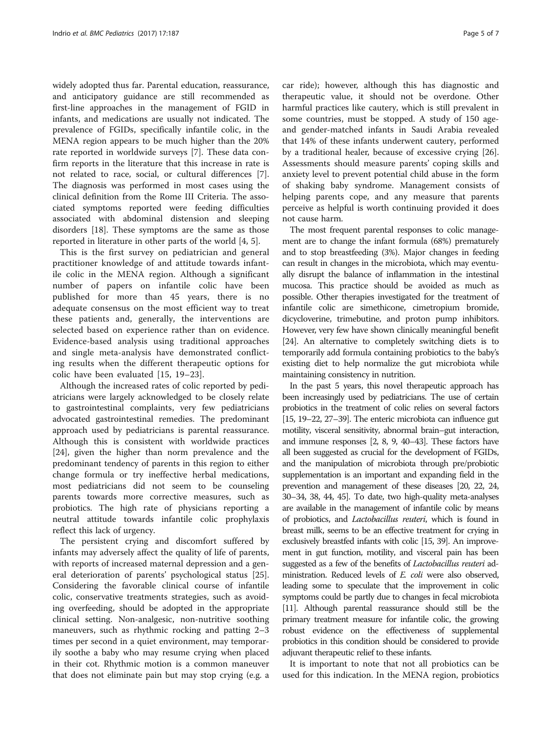widely adopted thus far. Parental education, reassurance, and anticipatory guidance are still recommended as first-line approaches in the management of FGID in infants, and medications are usually not indicated. The prevalence of FGIDs, specifically infantile colic, in the MENA region appears to be much higher than the 20% rate reported in worldwide surveys [7]. These data confirm reports in the literature that this increase in rate is not related to race, social, or cultural differences [7]. The diagnosis was performed in most cases using the clinical definition from the Rome III Criteria. The associated symptoms reported were feeding difficulties associated with abdominal distension and sleeping disorders [18]. These symptoms are the same as those reported in literature in other parts of the world [4, 5].

This is the first survey on pediatrician and general practitioner knowledge of and attitude towards infantile colic in the MENA region. Although a significant number of papers on infantile colic have been published for more than 45 years, there is no adequate consensus on the most efficient way to treat these patients and, generally, the interventions are selected based on experience rather than on evidence. Evidence-based analysis using traditional approaches and single meta-analysis have demonstrated conflicting results when the different therapeutic options for colic have been evaluated [15, 19–23].

Although the increased rates of colic reported by pediatricians were largely acknowledged to be closely relate to gastrointestinal complaints, very few pediatricians advocated gastrointestinal remedies. The predominant approach used by pediatricians is parental reassurance. Although this is consistent with worldwide practices [24], given the higher than norm prevalence and the predominant tendency of parents in this region to either change formula or try ineffective herbal medications, most pediatricians did not seem to be counseling parents towards more corrective measures, such as probiotics. The high rate of physicians reporting a neutral attitude towards infantile colic prophylaxis reflect this lack of urgency.

The persistent crying and discomfort suffered by infants may adversely affect the quality of life of parents, with reports of increased maternal depression and a general deterioration of parents' psychological status [25]. Considering the favorable clinical course of infantile colic, conservative treatments strategies, such as avoiding overfeeding, should be adopted in the appropriate clinical setting. Non-analgesic, non-nutritive soothing maneuvers, such as rhythmic rocking and patting 2–3 times per second in a quiet environment, may temporarily soothe a baby who may resume crying when placed in their cot. Rhythmic motion is a common maneuver that does not eliminate pain but may stop crying (e.g. a car ride); however, although this has diagnostic and therapeutic value, it should not be overdone. Other harmful practices like cautery, which is still prevalent in some countries, must be stopped. A study of 150 age- and gender-matched infants in Saudi Arabia revealed that 14% of these infants underwent cautery, performed by a traditional healer, because of excessive crying [26]. Assessments should measure parents' coping skills and anxiety level to prevent potential child abuse in the form of shaking baby syndrome. Management consists of helping parents cope, and any measure that parents perceive as helpful is worth continuing provided it does not cause harm.

The most frequent parental responses to colic management are to change the infant formula (68%) prematurely and to stop breastfeeding (3%). Major changes in feeding can result in changes in the microbiota, which may eventually disrupt the balance of inflammation in the intestinal mucosa. This practice should be avoided as much as possible. Other therapies investigated for the treatment of infantile colic are simethicone, cimetropium bromide, dicycloverine, trimebutine, and proton pump inhibitors. However, very few have shown clinically meaningful benefit [24]. An alternative to completely switching diets is to temporarily add formula containing probiotics to the baby's existing diet to help normalize the gut microbiota while maintaining consistency in nutrition.

In the past 5 years, this novel therapeutic approach has been increasingly used by pediatricians. The use of certain probiotics in the treatment of colic relies on several factors [15, 19–22, 27–39]. The enteric microbiota can influence gut motility, visceral sensitivity, abnormal brain–gut interaction, and immune responses [2, 8, 9, 40–43]. These factors have all been suggested as crucial for the development of FGIDs, and the manipulation of microbiota through pre/probiotic supplementation is an important and expanding field in the prevention and management of these diseases [20, 22, 24, 30–34, 38, 44, 45]. To date, two high-quality meta-analyses are available in the management of infantile colic by means of probiotics, and *Lactobacillus reuteri*, which is found in breast milk, seems to be an effective treatment for crying in exclusively breastfed infants with colic [15, 39]. An improvement in gut function, motility, and visceral pain has been suggested as a few of the benefits of *Lactobacillus reuteri* administration. Reduced levels of *E. coli* were also observed, leading some to speculate that the improvement in colic symptoms could be partly due to changes in fecal microbiota [11]. Although parental reassurance should still be the primary treatment measure for infantile colic, the growing robust evidence on the effectiveness of supplemental probiotics in this condition should be considered to provide adjuvant therapeutic relief to these infants.

It is important to note that not all probiotics can be used for this indication. In the MENA region, probiotics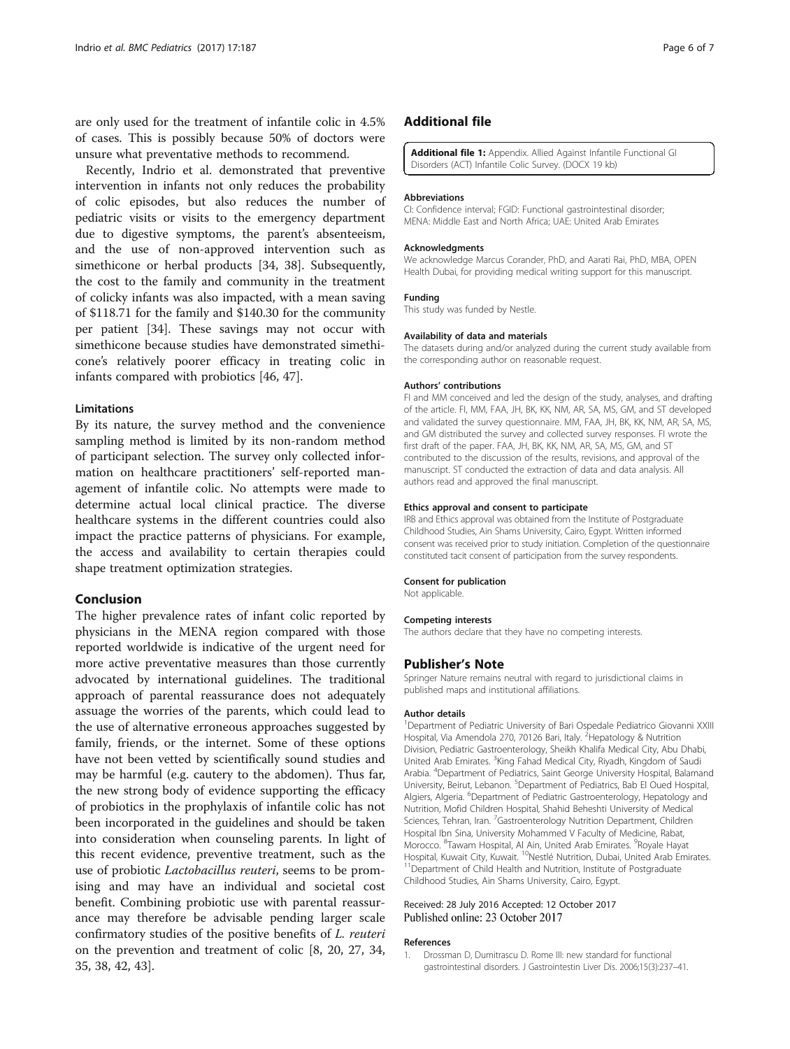are only used for the treatment of infantile colic in 4.5% of cases. This is possibly because 50% of doctors were unsure what preventative methods to recommend.

Recently, Indrio et al. demonstrated that preventive intervention in infants not only reduces the probability of colic episodes, but also reduces the number of pediatric visits or visits to the emergency department due to digestive symptoms, the parent's absenteeism, and the use of non-approved intervention such as simethicone or herbal products [34, 38]. Subsequently, the cost to the family and community in the treatment of colicky infants was also impacted, with a mean saving of $118.71 for the family and $140.30 for the community per patient [34]. These savings may not occur with simethicone because studies have demonstrated simethicone's relatively poorer efficacy in treating colic in infants compared with probiotics [46, 47].

### Limitations

By its nature, the survey method and the convenience sampling method is limited by its non-random method of participant selection. The survey only collected information on healthcare practitioners' self-reported management of infantile colic. No attempts were made to determine actual local clinical practice. The diverse healthcare systems in the different countries could also impact the practice patterns of physicians. For example, the access and availability to certain therapies could shape treatment optimization strategies.

## Conclusion

The higher prevalence rates of infant colic reported by physicians in the MENA region compared with those reported worldwide is indicative of the urgent need for more active preventative measures than those currently advocated by international guidelines. The traditional approach of parental reassurance does not adequately assuage the worries of the parents, which could lead to the use of alternative erroneous approaches suggested by family, friends, or the internet. Some of these options have not been vetted by scientifically sound studies and may be harmful (e.g. cautery to the abdomen). Thus far, the new strong body of evidence supporting the efficacy of probiotics in the prophylaxis of infantile colic has not been incorporated in the guidelines and should be taken into consideration when counseling parents. In light of this recent evidence, preventive treatment, such as the use of probiotic *Lactobacillus reuteri*, seems to be promising and may have an individual and societal cost benefit. Combining probiotic use with parental reassurance may therefore be advisable pending larger scale confirmatory studies of the positive benefits of *L. reuteri* on the prevention and treatment of colic [8, 20, 27, 34, 35, 38, 42, 43].

## Additional file

**Additional file 1:** Appendix. Allied Against Infantile Functional GI Disorders (ACT) Infantile Colic Survey. (DOCX 19 kb)

#### Abbreviations

CI: Confidence interval; FGID: Functional gastrointestinal disorder; MENA: Middle East and North Africa; UAE: United Arab Emirates

#### Acknowledgments

We acknowledge Marcus Corander, PhD, and Aarati Rai, PhD, MBA, OPEN Health Dubai, for providing medical writing support for this manuscript.

#### Funding

This study was funded by Nestle.

#### Availability of data and materials

The datasets during and/or analyzed during the current study available from the corresponding author on reasonable request.

#### Authors' contributions

FI and MM conceived and led the design of the study, analyses, and drafting of the article. FI, MM, FAA, JH, BK, KK, NM, AR, SA, MS, GM, and ST developed and validated the survey questionnaire. MM, FAA, JH, BK, KK, NM, AR, SA, MS, and GM distributed the survey and collected survey responses. FI wrote the first draft of the paper. FAA, JH, BK, KK, NM, AR, SA, MS, GM, and ST contributed to the discussion of the results, revisions, and approval of the manuscript. ST conducted the extraction of data and data analysis. All authors read and approved the final manuscript.

#### Ethics approval and consent to participate

IRB and Ethics approval was obtained from the Institute of Postgraduate Childhood Studies, Ain Shams University, Cairo, Egypt. Written informed consent was received prior to study initiation. Completion of the questionnaire constituted tacit consent of participation from the survey respondents.

#### Consent for publication

Not applicable.

#### Competing interests

The authors declare that they have no competing interests.

## Publisher's Note

Springer Nature remains neutral with regard to jurisdictional claims in published maps and institutional affiliations.

#### Author details

[1]Department of Pediatric University of Bari Ospedale Pediatrico Giovanni XXIII Hospital, Via Amendola 270, 70126 Bari, Italy. [2]Hepatology & Nutrition Division, Pediatric Gastroenterology, Sheikh Khalifa Medical City, Abu Dhabi, United Arab Emirates. [3]King Fahad Medical City, Riyadh, Kingdom of Saudi Arabia. [4]Department of Pediatrics, Saint George University Hospital, Balamand University, Beirut, Lebanon. [5]Department of Pediatrics, Bab El Oued Hospital, Algiers, Algeria. [6]Department of Pediatric Gastroenterology, Hepatology and Nutrition, Mofid Children Hospital, Shahid Beheshti University of Medical Sciences, Tehran, Iran. [7]Gastroenterology Nutrition Department, Children Hospital Ibn Sina, University Mohammed V Faculty of Medicine, Rabat, Morocco. [8]Tawam Hospital, Al Ain, United Arab Emirates. [9]Royale Hayat Hospital, Kuwait City, Kuwait. [10]Nestlé Nutrition, Dubai, United Arab Emirates. [11]Department of Child Health and Nutrition, Institute of Postgraduate Childhood Studies, Ain Shams University, Cairo, Egypt.

Received: 28 July 2016 Accepted: 12 October 2017
Published online: 23 October 2017

#### References

1. Drossman D, Dumitrascu D. Rome III: new standard for functional gastrointestinal disorders. J Gastrointestin Liver Dis. 2006;15(3):237–41.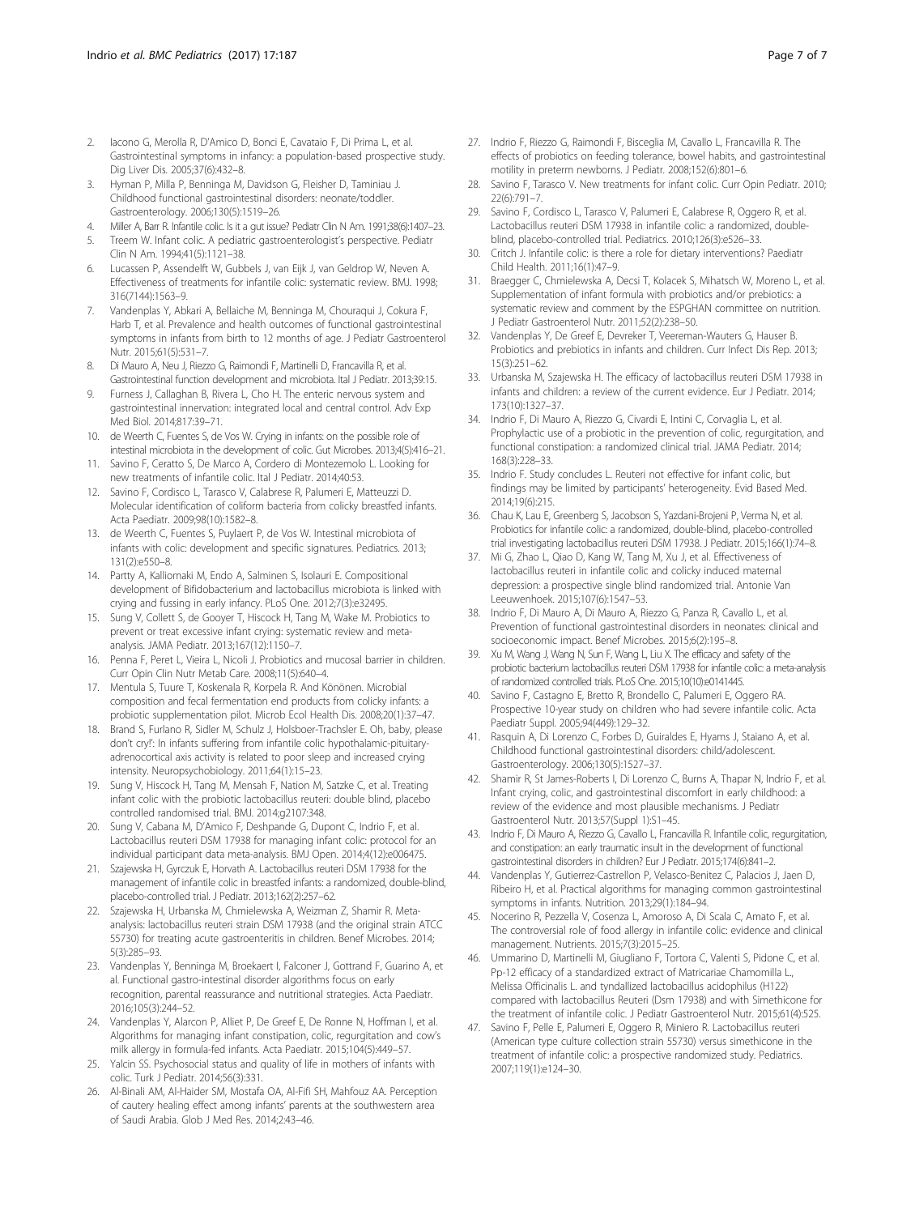2. Iacono G, Merolla R, D'Amico D, Bonci E, Cavataio F, Di Prima L, et al. Gastrointestinal symptoms in infancy: a population-based prospective study. Dig Liver Dis. 2005;37(6):432–8.
3. Hyman P, Milla P, Benninga M, Davidson G, Fleisher D, Taminiau J. Childhood functional gastrointestinal disorders: neonate/toddler. Gastroenterology. 2006;130(5):1519–26.
4. Miller A, Barr R. Infantile colic. Is it a gut issue? Pediatr Clin N Am. 1991;38(6):1407–23.
5. Treem W. Infant colic. A pediatric gastroenterologist's perspective. Pediatr Clin N Am. 1994;41(5):1121–38.
6. Lucassen P, Assendelft W, Gubbels J, van Eijk J, van Geldrop W, Neven A. Effectiveness of treatments for infantile colic: systematic review. BMJ. 1998; 316(7144):1563–9.
7. Vandenplas Y, Abkari A, Bellaiche M, Benninga M, Chouraqui J, Cokura F, Harb T, et al. Prevalence and health outcomes of functional gastrointestinal symptoms in infants from birth to 12 months of age. J Pediatr Gastroenterol Nutr. 2015;61(5):531–7.
8. Di Mauro A, Neu J, Riezzo G, Raimondi F, Martinelli D, Francavilla R, et al. Gastrointestinal function development and microbiota. Ital J Pediatr. 2013;39:15.
9. Furness J, Callaghan B, Rivera L, Cho H. The enteric nervous system and gastrointestinal innervation: integrated local and central control. Adv Exp Med Biol. 2014;817:39–71.
10. de Weerth C, Fuentes S, de Vos W. Crying in infants: on the possible role of intestinal microbiota in the development of colic. Gut Microbes. 2013;4(5):416–21.
11. Savino F, Ceratto S, De Marco A, Cordero di Montezemolo L. Looking for new treatments of infantile colic. Ital J Pediatr. 2014;40:53.
12. Savino F, Cordisco L, Tarasco V, Calabrese R, Palumeri E, Matteuzzi D. Molecular identification of coliform bacteria from colicky breastfed infants. Acta Paediatr. 2009;98(10):1582–8.
13. de Weerth C, Fuentes S, Puylaert P, de Vos W. Intestinal microbiota of infants with colic: development and specific signatures. Pediatrics. 2013; 131(2):e550–8.
14. Partty A, Kalliomaki M, Endo A, Salminen S, Isolauri E. Compositional development of Bifidobacterium and lactobacillus microbiota is linked with crying and fussing in early infancy. PLoS One. 2012;7(3):e32495.
15. Sung V, Collett S, de Gooyer T, Hiscock H, Tang M, Wake M. Probiotics to prevent or treat excessive infant crying: systematic review and meta-analysis. JAMA Pediatr. 2013;167(12):1150–7.
16. Penna F, Peret L, Vieira L, Nicoli J. Probiotics and mucosal barrier in children. Curr Opin Clin Nutr Metab Care. 2008;11(5):640–4.
17. Mentula S, Tuure T, Koskenala R, Korpela R. And Könönen. Microbial composition and fecal fermentation end products from colicky infants: a probiotic supplementation pilot. Microb Ecol Health Dis. 2008;20(1):37–47.
18. Brand S, Furlano R, Sidler M, Schulz J, Holsboer-Trachsler E. Oh, baby, please don't cry!': In infants suffering from infantile colic hypothalamic-pituitary-adrenocortical axis activity is related to poor sleep and increased crying intensity. Neuropsychobiology. 2011;64(1):15–23.
19. Sung V, Hiscock H, Tang M, Mensah F, Nation M, Satzke C, et al. Treating infant colic with the probiotic lactobacillus reuteri: double blind, placebo controlled randomised trial. BMJ. 2014;g2107:348.
20. Sung V, Cabana M, D'Amico F, Deshpande G, Dupont C, Indrio F, et al. Lactobacillus reuteri DSM 17938 for managing infant colic: protocol for an individual participant data meta-analysis. BMJ Open. 2014;4(12):e006475.
21. Szajewska H, Gyrczuk E, Horvath A. Lactobacillus reuteri DSM 17938 for the management of infantile colic in breastfed infants: a randomized, double-blind, placebo-controlled trial. J Pediatr. 2013;162(2):257–62.
22. Szajewska H, Urbanska M, Chmielewska A, Weizman Z, Shamir R. Meta-analysis: lactobacillus reuteri strain DSM 17938 (and the original strain ATCC 55730) for treating acute gastroenteritis in children. Benef Microbes. 2014; 5(3):285–93.
23. Vandenplas Y, Benninga M, Broekaert I, Falconer J, Gottrand F, Guarino A, et al. Functional gastro-intestinal disorder algorithms focus on early recognition, parental reassurance and nutritional strategies. Acta Paediatr. 2016;105(3):244–52.
24. Vandenplas Y, Alarcon P, Alliet P, De Greef E, De Ronne N, Hoffman I, et al. Algorithms for managing infant constipation, colic, regurgitation and cow's milk allergy in formula-fed infants. Acta Paediatr. 2015;104(5):449–57.
25. Yalcin SS. Psychosocial status and quality of life in mothers of infants with colic. Turk J Pediatr. 2014;56(3):331.
26. Al-Binali AM, Al-Haider SM, Mostafa OA, Al-Fifi SH, Mahfouz AA. Perception of cautery healing effect among infants' parents at the southwestern area of Saudi Arabia. Glob J Med Res. 2014;2:43–46.
27. Indrio F, Riezzo G, Raimondi F, Bisceglia M, Cavallo L, Francavilla R. The effects of probiotics on feeding tolerance, bowel habits, and gastrointestinal motility in preterm newborns. J Pediatr. 2008;152(6):801–6.
28. Savino F, Tarasco V. New treatments for infant colic. Curr Opin Pediatr. 2010; 22(6):791–7.
29. Savino F, Cordisco L, Tarasco V, Palumeri E, Calabrese R, Oggero R, et al. Lactobacillus reuteri DSM 17938 in infantile colic: a randomized, double-blind, placebo-controlled trial. Pediatrics. 2010;126(3):e526–33.
30. Critch J. Infantile colic: is there a role for dietary interventions? Paediatr Child Health. 2011;16(1):47–9.
31. Braegger C, Chmielewska A, Decsi T, Kolacek S, Mihatsch W, Moreno L, et al. Supplementation of infant formula with probiotics and/or prebiotics: a systematic review and comment by the ESPGHAN committee on nutrition. J Pediatr Gastroenterol Nutr. 2011;52(2):238–50.
32. Vandenplas Y, De Greef E, Devreker T, Veereman-Wauters G, Hauser B. Probiotics and prebiotics in infants and children. Curr Infect Dis Rep. 2013; 15(3):251–62.
33. Urbanska M, Szajewska H. The efficacy of lactobacillus reuteri DSM 17938 in infants and children: a review of the current evidence. Eur J Pediatr. 2014; 173(10):1327–37.
34. Indrio F, Di Mauro A, Riezzo G, Civardi E, Intini C, Corvaglia L, et al. Prophylactic use of a probiotic in the prevention of colic, regurgitation, and functional constipation: a randomized clinical trial. JAMA Pediatr. 2014; 168(3):228–33.
35. Indrio F. Study concludes L. Reuteri not effective for infant colic, but findings may be limited by participants' heterogeneity. Evid Based Med. 2014;19(6):215.
36. Chau K, Lau E, Greenberg S, Jacobson S, Yazdani-Brojeni P, Verma N, et al. Probiotics for infantile colic: a randomized, double-blind, placebo-controlled trial investigating lactobacillus reuteri DSM 17938. J Pediatr. 2015;166(1):74–8.
37. Mi G, Zhao L, Qiao D, Kang W, Tang M, Xu J, et al. Effectiveness of lactobacillus reuteri in infantile colic and colicky induced maternal depression: a prospective single blind randomized trial. Antonie Van Leeuwenhoek. 2015;107(6):1547–53.
38. Indrio F, Di Mauro A, Di Mauro A, Riezzo G, Panza R, Cavallo L, et al. Prevention of functional gastrointestinal disorders in neonates: clinical and socioeconomic impact. Benef Microbes. 2015;6(2):195–8.
39. Xu M, Wang J, Wang N, Sun F, Wang L, Liu X. The efficacy and safety of the probiotic bacterium lactobacillus reuteri DSM 17938 for infantile colic: a meta-analysis of randomized controlled trials. PLoS One. 2015;10(10):e0141445.
40. Savino F, Castagno E, Bretto R, Brondello C, Palumeri E, Oggero RA. Prospective 10-year study on children who had severe infantile colic. Acta Paediatr Suppl. 2005;94(449):129–32.
41. Rasquin A, Di Lorenzo C, Forbes D, Guiraldes E, Hyams J, Staiano A, et al. Childhood functional gastrointestinal disorders: child/adolescent. Gastroenterology. 2006;130(5):1527–37.
42. Shamir R, St James-Roberts I, Di Lorenzo C, Burns A, Thapar N, Indrio F, et al. Infant crying, colic, and gastrointestinal discomfort in early childhood: a review of the evidence and most plausible mechanisms. J Pediatr Gastroenterol Nutr. 2013;57(Suppl 1):S1–45.
43. Indrio F, Di Mauro A, Riezzo G, Cavallo L, Francavilla R. Infantile colic, regurgitation, and constipation: an early traumatic insult in the development of functional gastrointestinal disorders in children? Eur J Pediatr. 2015;174(6):841–2.
44. Vandenplas Y, Gutierrez-Castrellon P, Velasco-Benitez C, Palacios J, Jaen D, Ribeiro H, et al. Practical algorithms for managing common gastrointestinal symptoms in infants. Nutrition. 2013;29(1):184–94.
45. Nocerino R, Pezzella V, Cosenza L, Amoroso A, Di Scala C, Amato F, et al. The controversial role of food allergy in infantile colic: evidence and clinical management. Nutrients. 2015;7(3):2015–25.
46. Ummarino D, Martinelli M, Giugliano F, Tortora C, Valenti S, Pidone C, et al. Pp-12 efficacy of a standardized extract of Matricariae Chamomilla L., Melissa Officinalis L. and tyndallized lactobacillus acidophilus (H122) compared with lactobacillus Reuteri (Dsm 17938) and with Simethicone for the treatment of infantile colic. J Pediatr Gastroenterol Nutr. 2015;61(4):525.
47. Savino F, Pelle E, Palumeri E, Oggero R, Miniero R. Lactobacillus reuteri (American type culture collection strain 55730) versus simethicone in the treatment of infantile colic: a prospective randomized study. Pediatrics. 2007;119(1):e124–30.